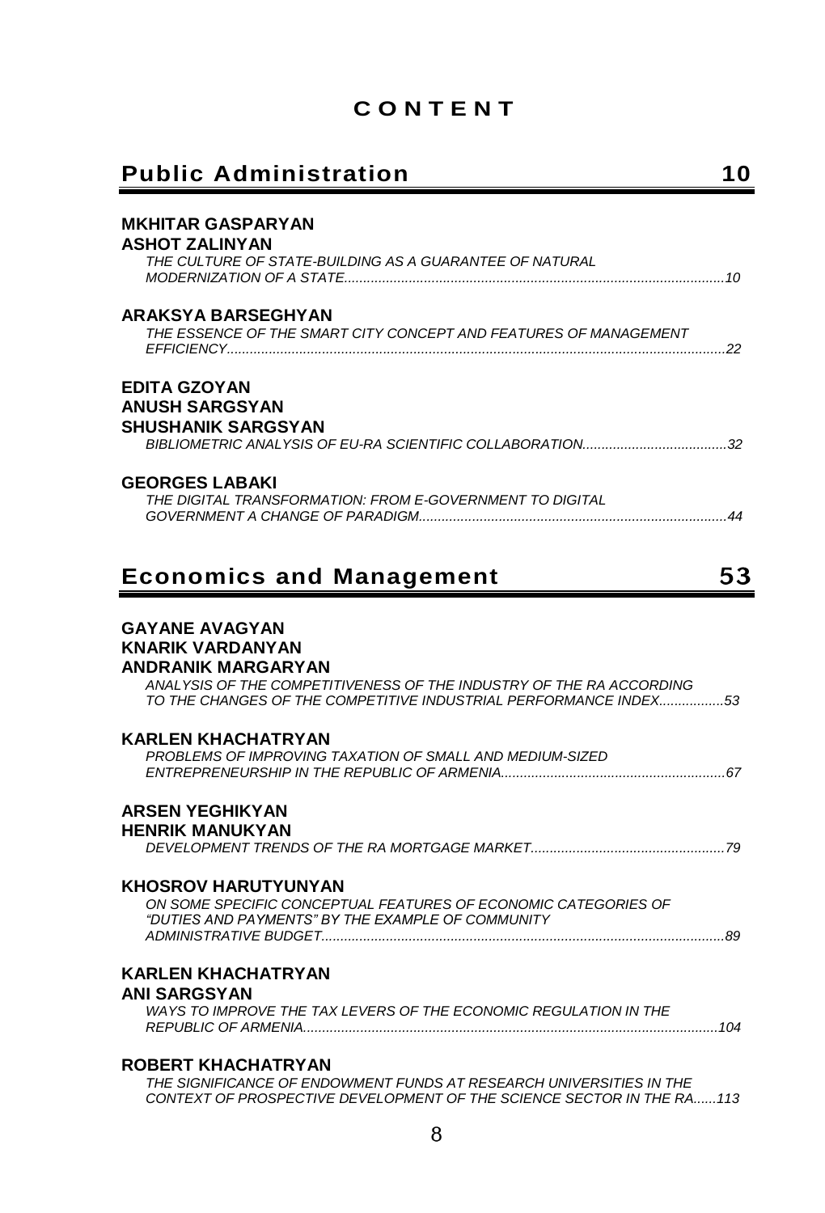# CONTENT

## Public Administration 10

**MKHITAR GASPARYAN**
**ASHOT ZALINYAN**
*THE CULTURE OF STATE-BUILDING AS A GUARANTEE OF NATURAL MODERNIZATION OF A STATE....................................................................................................10*

**ARAKSYA BARSEGHYAN**
*THE ESSENCE OF THE SMART CITY CONCEPT AND FEATURES OF MANAGEMENT EFFICIENCY.................................................................................................................................22*

**EDITA GZOYAN**
**ANUSH SARGSYAN**
**SHUSHANIK SARGSYAN**
*BIBLIOMETRIC ANALYSIS OF EU-RA SCIENTIFIC COLLABORATION......................................32*

**GEORGES LABAKI**
*THE DIGITAL TRANSFORMATION: FROM E-GOVERNMENT TO DIGITAL GOVERNMENT A CHANGE OF PARADIGM.................................................................................44*

## Economics and Management 53

**GAYANE AVAGYAN**
**KNARIK VARDANYAN**
**ANDRANIK MARGARYAN**
*ANALYSIS OF THE COMPETITIVENESS OF THE INDUSTRY OF THE RA ACCORDING TO THE CHANGES OF THE COMPETITIVE INDUSTRIAL PERFORMANCE INDEX.................53*

**KARLEN KHACHATRYAN**
*PROBLEMS OF IMPROVING TAXATION OF SMALL AND MEDIUM-SIZED ENTREPRENEURSHIP IN THE REPUBLIC OF ARMENIA...........................................................67*

**ARSEN YEGHIKYAN**
**HENRIK MANUKYAN**
*DEVELOPMENT TRENDS OF THE RA MORTGAGE MARKET...................................................79*

**KHOSROV HARUTYUNYAN**
*ON SOME SPECIFIC CONCEPTUAL FEATURES OF ECONOMIC CATEGORIES OF "DUTIES AND PAYMENTS" BY THE EXAMPLE OF COMMUNITY ADMINISTRATIVE BUDGET.........................................................................................................89*

**KARLEN KHACHATRYAN**
**ANI SARGSYAN**
*WAYS TO IMPROVE THE TAX LEVERS OF THE ECONOMIC REGULATION IN THE REPUBLIC OF ARMENIA............................................................................................................104*

**ROBERT KHACHATRYAN**
*THE SIGNIFICANCE OF ENDOWMENT FUNDS AT RESEARCH UNIVERSITIES IN THE CONTEXT OF PROSPECTIVE DEVELOPMENT OF THE SCIENCE SECTOR IN THE RA......113*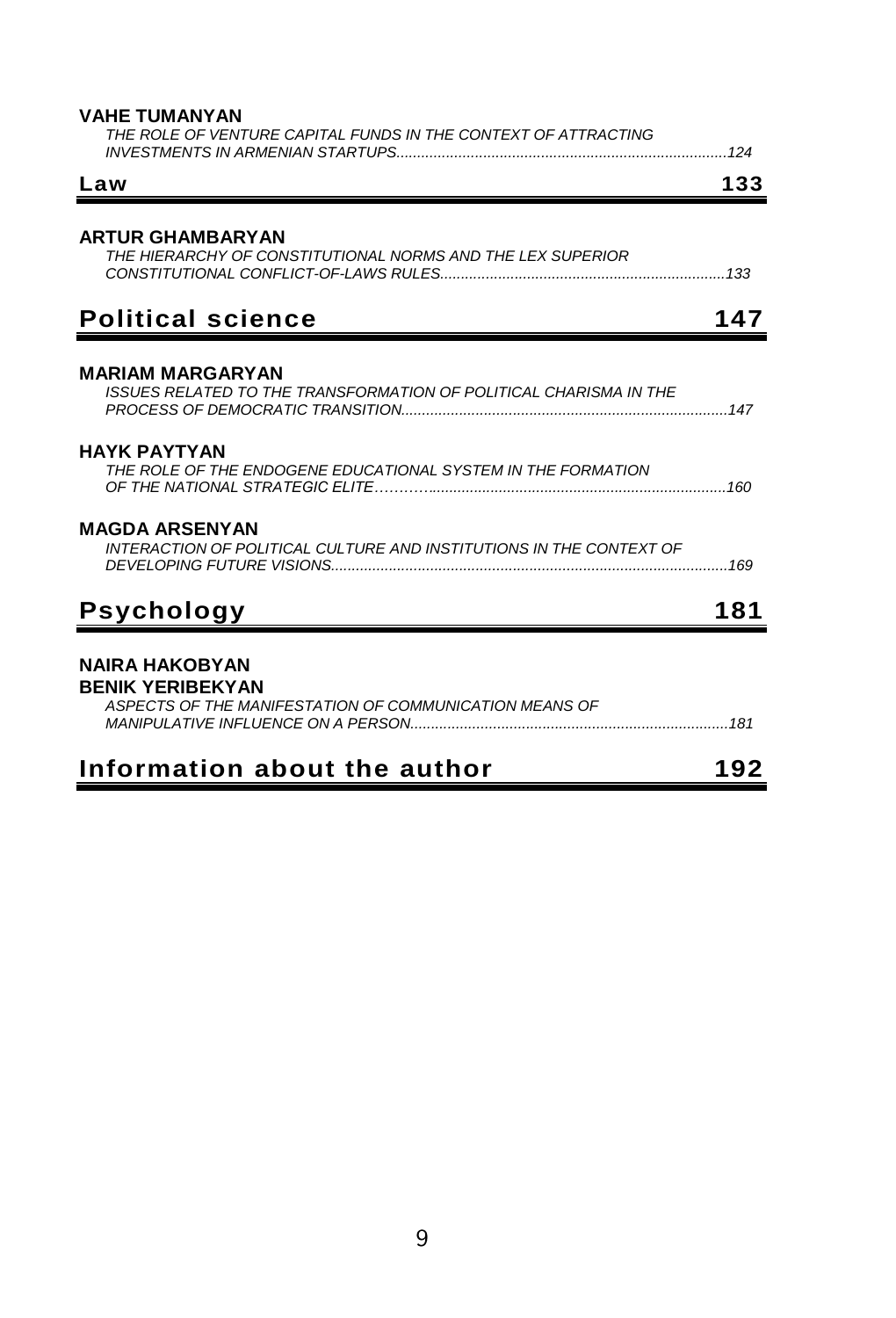**VAHE TUMANYAN**

*THE ROLE OF VENTURE CAPITAL FUNDS IN THE CONTEXT OF ATTRACTING INVESTMENTS IN ARMENIAN STARTUPS................................................................................124*

## Law 133

**ARTUR GHAMBARYAN**

*THE HIERARCHY OF CONSTITUTIONAL NORMS AND THE LEX SUPERIOR CONSTITUTIONAL CONFLICT-OF-LAWS RULES.....................................................................133*

## Political science 147

**MARIAM MARGARYAN**

*ISSUES RELATED TO THE TRANSFORMATION OF POLITICAL CHARISMA IN THE PROCESS OF DEMOCRATIC TRANSITION..............................................................................147*

**HAYK PAYTYAN**

*THE ROLE OF THE ENDOGENE EDUCATIONAL SYSTEM IN THE FORMATION OF THE NATIONAL STRATEGIC ELITE………........................................................................160*

**MAGDA ARSENYAN**

*INTERACTION OF POLITICAL CULTURE AND INSTITUTIONS IN THE CONTEXT OF DEVELOPING FUTURE VISIONS...............................................................................................169*

## Psychology 181

**NAIRA HAKOBYAN**
**BENIK YERIBEKYAN**

*ASPECTS OF THE MANIFESTATION OF COMMUNICATION MEANS OF MANIPULATIVE INFLUENCE ON A PERSON............................................................................181*

## Information about the author 192